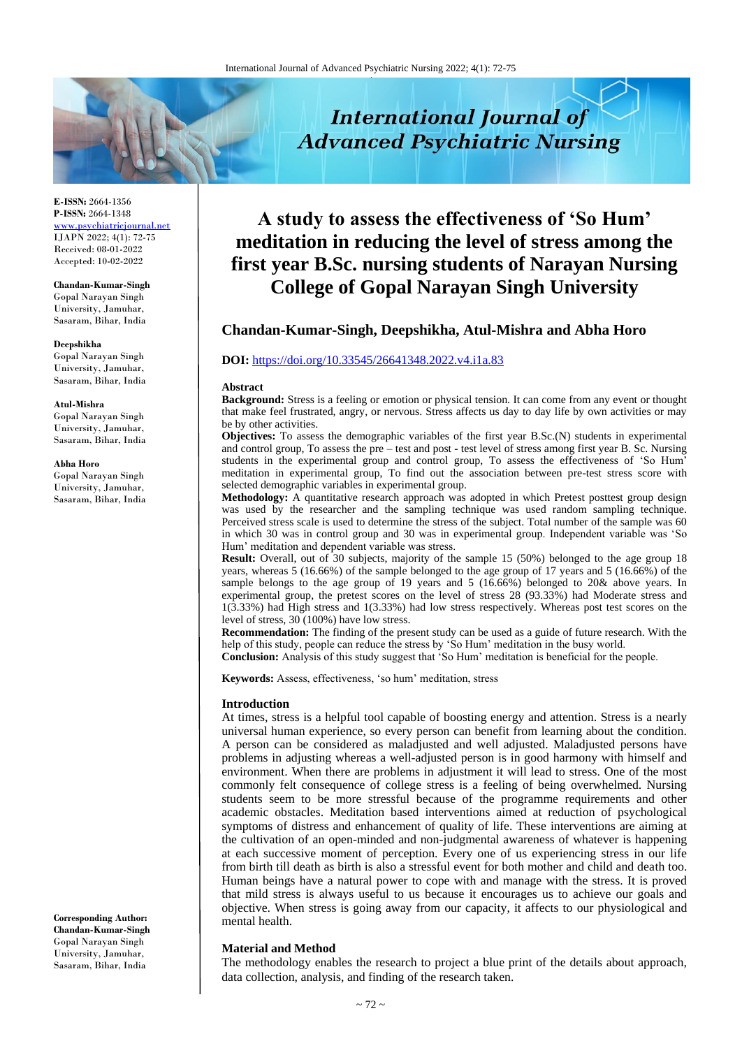# A study to assess the effectiveness of 'So Hum' meditation in reducing the level of stress among the first year B.Sc. nursing students of Narayan Nursing College of Gopal Narayan Singh University

**Chandan-Kumar-Singh, Deepshikha, Atul-Mishra and Abha Horo**

**DOI:** https://doi.org/10.33545/26641348.2022.v4.i1a.83

**E-ISSN:** 2664-1356
**P-ISSN:** 2664-1348
www.psychiatricjournal.net
IJAPN 2022; 4(1): 72-75
Received: 08-01-2022
Accepted: 10-02-2022

**Chandan-Kumar-Singh**
Gopal Narayan Singh University, Jamuhar, Sasaram, Bihar, India

**Deepshikha**
Gopal Narayan Singh University, Jamuhar, Sasaram, Bihar, India

**Atul-Mishra**
Gopal Narayan Singh University, Jamuhar, Sasaram, Bihar, India

**Abha Horo**
Gopal Narayan Singh University, Jamuhar, Sasaram, Bihar, India

**Corresponding Author:**
**Chandan-Kumar-Singh**
Gopal Narayan Singh University, Jamuhar, Sasaram, Bihar, India

## Abstract

**Background:** Stress is a feeling or emotion or physical tension. It can come from any event or thought that make feel frustrated, angry, or nervous. Stress affects us day to day life by own activities or may be by other activities.

**Objectives:** To assess the demographic variables of the first year B.Sc.(N) students in experimental and control group, To assess the pre – test and post - test level of stress among first year B. Sc. Nursing students in the experimental group and control group, To assess the effectiveness of 'So Hum' meditation in experimental group, To find out the association between pre-test stress score with selected demographic variables in experimental group.

**Methodology:** A quantitative research approach was adopted in which Pretest posttest group design was used by the researcher and the sampling technique was used random sampling technique. Perceived stress scale is used to determine the stress of the subject. Total number of the sample was 60 in which 30 was in control group and 30 was in experimental group. Independent variable was 'So Hum' meditation and dependent variable was stress.

**Result:** Overall, out of 30 subjects, majority of the sample 15 (50%) belonged to the age group 18 years, whereas 5 (16.66%) of the sample belonged to the age group of 17 years and 5 (16.66%) of the sample belongs to the age group of 19 years and 5 (16.66%) belonged to 20& above years. In experimental group, the pretest scores on the level of stress 28 (93.33%) had Moderate stress and 1(3.33%) had High stress and 1(3.33%) had low stress respectively. Whereas post test scores on the level of stress, 30 (100%) have low stress.

**Recommendation:** The finding of the present study can be used as a guide of future research. With the help of this study, people can reduce the stress by 'So Hum' meditation in the busy world.

**Conclusion:** Analysis of this study suggest that 'So Hum' meditation is beneficial for the people.

**Keywords:** Assess, effectiveness, 'so hum' meditation, stress

## Introduction

At times, stress is a helpful tool capable of boosting energy and attention. Stress is a nearly universal human experience, so every person can benefit from learning about the condition. A person can be considered as maladjusted and well adjusted. Maladjusted persons have problems in adjusting whereas a well-adjusted person is in good harmony with himself and environment. When there are problems in adjustment it will lead to stress. One of the most commonly felt consequence of college stress is a feeling of being overwhelmed. Nursing students seem to be more stressful because of the programme requirements and other academic obstacles. Meditation based interventions aimed at reduction of psychological symptoms of distress and enhancement of quality of life. These interventions are aiming at the cultivation of an open-minded and non-judgmental awareness of whatever is happening at each successive moment of perception. Every one of us experiencing stress in our life from birth till death as birth is also a stressful event for both mother and child and death too. Human beings have a natural power to cope with and manage with the stress. It is proved that mild stress is always useful to us because it encourages us to achieve our goals and objective. When stress is going away from our capacity, it affects to our physiological and mental health.

## Material and Method

The methodology enables the research to project a blue print of the details about approach, data collection, analysis, and finding of the research taken.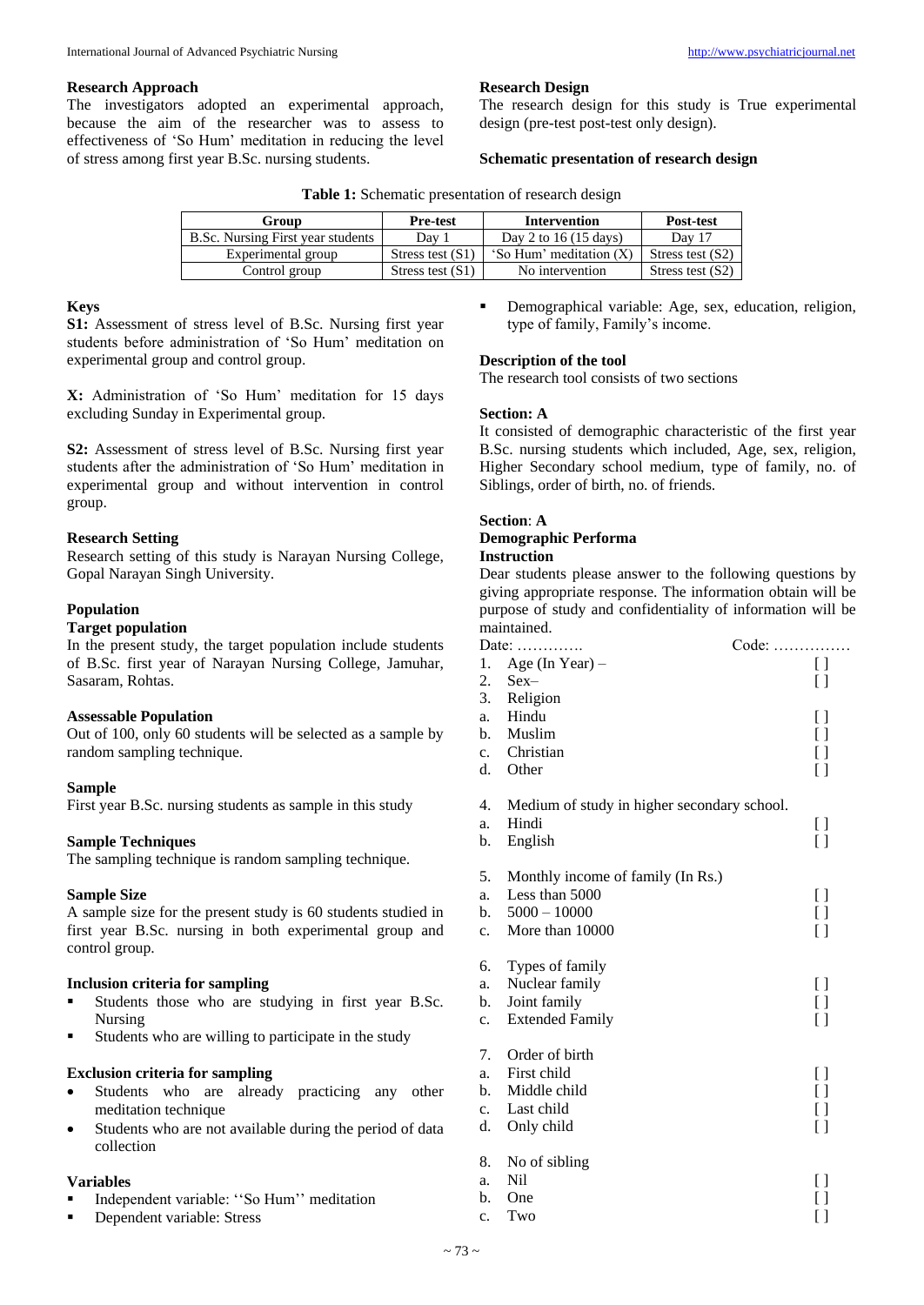**Research Approach**

The investigators adopted an experimental approach, because the aim of the researcher was to assess to effectiveness of 'So Hum' meditation in reducing the level of stress among first year B.Sc. nursing students.

**Research Design**

The research design for this study is True experimental design (pre-test post-test only design).

**Schematic presentation of research design**

**Table 1:** Schematic presentation of research design

| Group | Pre-test | Intervention | Post-test |
|---|---|---|---|
| B.Sc. Nursing First year students | Day 1 | Day 2 to 16 (15 days) | Day 17 |
| Experimental group | Stress test (S1) | 'So Hum' meditation (X) | Stress test (S2) |
| Control group | Stress test (S1) | No intervention | Stress test (S2) |

**Keys**

**S1:** Assessment of stress level of B.Sc. Nursing first year students before administration of 'So Hum' meditation on experimental group and control group.

**X:** Administration of 'So Hum' meditation for 15 days excluding Sunday in Experimental group.

**S2:** Assessment of stress level of B.Sc. Nursing first year students after the administration of 'So Hum' meditation in experimental group and without intervention in control group.

**Research Setting**

Research setting of this study is Narayan Nursing College, Gopal Narayan Singh University.

**Population**

**Target population**

In the present study, the target population include students of B.Sc. first year of Narayan Nursing College, Jamuhar, Sasaram, Rohtas.

**Assessable Population**

Out of 100, only 60 students will be selected as a sample by random sampling technique.

**Sample**

First year B.Sc. nursing students as sample in this study

**Sample Techniques**

The sampling technique is random sampling technique.

**Sample Size**

A sample size for the present study is 60 students studied in first year B.Sc. nursing in both experimental group and control group.

**Inclusion criteria for sampling**

- Students those who are studying in first year B.Sc. Nursing
- Students who are willing to participate in the study

**Exclusion criteria for sampling**

- Students who are already practicing any other meditation technique
- Students who are not available during the period of data collection

**Variables**

- Independent variable: ''So Hum'' meditation
- Dependent variable: Stress
- Demographical variable: Age, sex, education, religion, type of family, Family's income.

**Description of the tool**

The research tool consists of two sections

**Section: A**

It consisted of demographic characteristic of the first year B.Sc. nursing students which included, Age, sex, religion, Higher Secondary school medium, type of family, no. of Siblings, order of birth, no. of friends.

**Section**: **A**

**Demographic Performa**

**Instruction**

Dear students please answer to the following questions by giving appropriate response. The information obtain will be purpose of study and confidentiality of information will be maintained.

Date: …………. Code: ……………

1. Age (In Year) – [ ]
2. Sex– [ ]
3. Religion
   a. Hindu [ ]
   b. Muslim [ ]
   c. Christian [ ]
   d. Other [ ]

4. Medium of study in higher secondary school.
   a. Hindi [ ]
   b. English [ ]

5. Monthly income of family (In Rs.)
   a. Less than 5000 [ ]
   b. 5000 – 10000 [ ]
   c. More than 10000 [ ]

6. Types of family
   a. Nuclear family [ ]
   b. Joint family [ ]
   c. Extended Family [ ]

7. Order of birth
   a. First child [ ]
   b. Middle child [ ]
   c. Last child [ ]
   d. Only child [ ]

8. No of sibling
   a. Nil [ ]
   b. One [ ]
   c. Two [ ]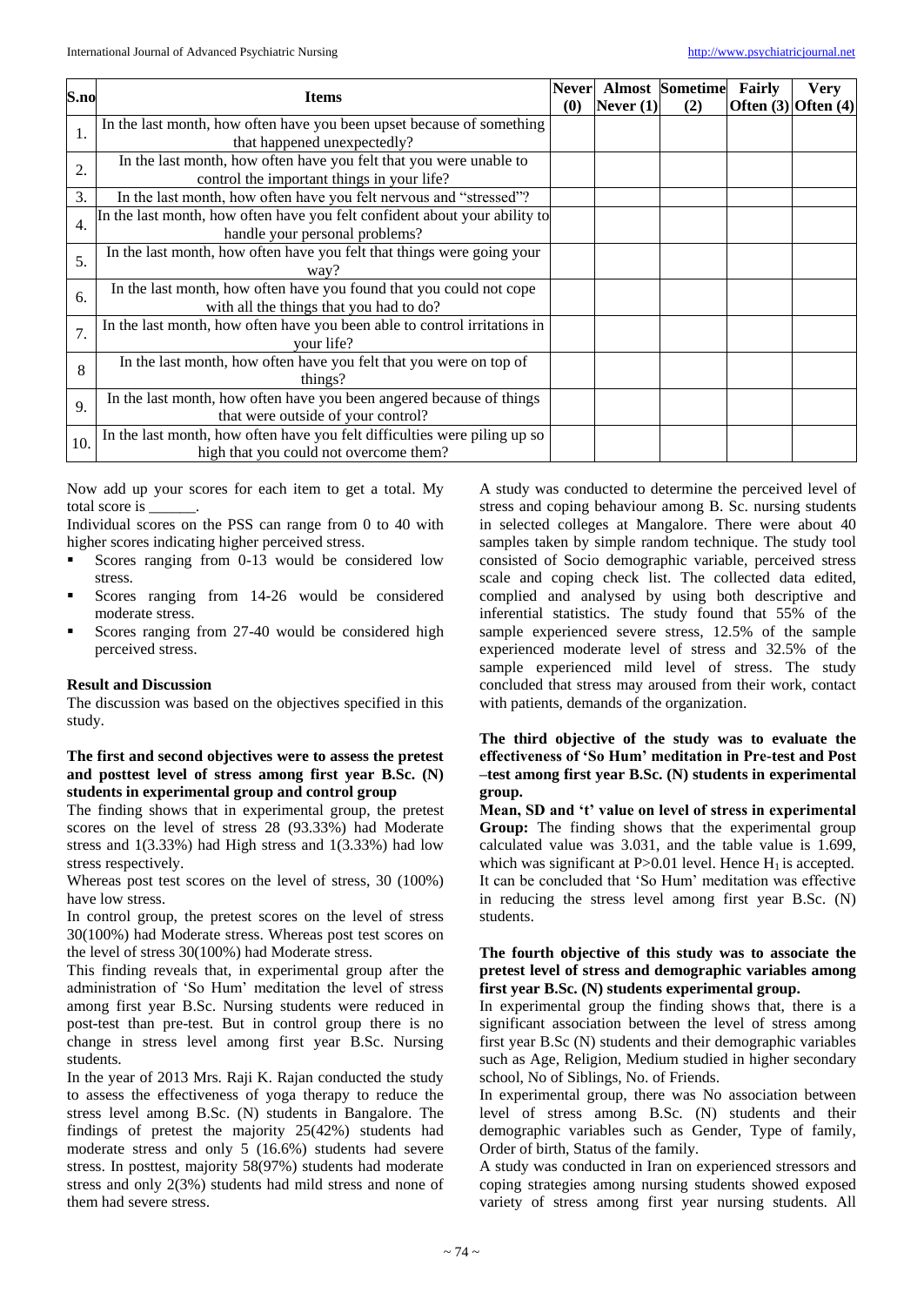| S.no | Items | Never (0) | Almost Never (1) | Sometime (2) | Fairly Often (3) | Very Often (4) |
|---|---|---|---|---|---|---|
| 1. | In the last month, how often have you been upset because of something that happened unexpectedly? | | | | | |
| 2. | In the last month, how often have you felt that you were unable to control the important things in your life? | | | | | |
| 3. | In the last month, how often have you felt nervous and "stressed"? | | | | | |
| 4. | In the last month, how often have you felt confident about your ability to handle your personal problems? | | | | | |
| 5. | In the last month, how often have you felt that things were going your way? | | | | | |
| 6. | In the last month, how often have you found that you could not cope with all the things that you had to do? | | | | | |
| 7. | In the last month, how often have you been able to control irritations in your life? | | | | | |
| 8 | In the last month, how often have you felt that you were on top of things? | | | | | |
| 9. | In the last month, how often have you been angered because of things that were outside of your control? | | | | | |
| 10. | In the last month, how often have you felt difficulties were piling up so high that you could not overcome them? | | | | | |

Now add up your scores for each item to get a total. My total score is ______.

Individual scores on the PSS can range from 0 to 40 with higher scores indicating higher perceived stress.

- Scores ranging from 0-13 would be considered low stress.
- Scores ranging from 14-26 would be considered moderate stress.
- Scores ranging from 27-40 would be considered high perceived stress.

## Result and Discussion

The discussion was based on the objectives specified in this study.

### The first and second objectives were to assess the pretest and posttest level of stress among first year B.Sc. (N) students in experimental group and control group

The finding shows that in experimental group, the pretest scores on the level of stress 28 (93.33%) had Moderate stress and 1(3.33%) had High stress and 1(3.33%) had low stress respectively.

Whereas post test scores on the level of stress, 30 (100%) have low stress.

In control group, the pretest scores on the level of stress 30(100%) had Moderate stress. Whereas post test scores on the level of stress 30(100%) had Moderate stress.

This finding reveals that, in experimental group after the administration of 'So Hum' meditation the level of stress among first year B.Sc. Nursing students were reduced in post-test than pre-test. But in control group there is no change in stress level among first year B.Sc. Nursing students.

In the year of 2013 Mrs. Raji K. Rajan conducted the study to assess the effectiveness of yoga therapy to reduce the stress level among B.Sc. (N) students in Bangalore. The findings of pretest the majority 25(42%) students had moderate stress and only 5 (16.6%) students had severe stress. In posttest, majority 58(97%) students had moderate stress and only 2(3%) students had mild stress and none of them had severe stress.

A study was conducted to determine the perceived level of stress and coping behaviour among B. Sc. nursing students in selected colleges at Mangalore. There were about 40 samples taken by simple random technique. The study tool consisted of Socio demographic variable, perceived stress scale and coping check list. The collected data edited, complied and analysed by using both descriptive and inferential statistics. The study found that 55% of the sample experienced severe stress, 12.5% of the sample experienced moderate level of stress and 32.5% of the sample experienced mild level of stress. The study concluded that stress may aroused from their work, contact with patients, demands of the organization.

### The third objective of the study was to evaluate the effectiveness of 'So Hum' meditation in Pre-test and Post –test among first year B.Sc. (N) students in experimental group.

**Mean, SD and 't' value on level of stress in experimental Group:** The finding shows that the experimental group calculated value was 3.031, and the table value is 1.699, which was significant at $P>0.01$ level. Hence $H_1$ is accepted. It can be concluded that 'So Hum' meditation was effective in reducing the stress level among first year B.Sc. (N) students.

### The fourth objective of this study was to associate the pretest level of stress and demographic variables among first year B.Sc. (N) students experimental group.

In experimental group the finding shows that, there is a significant association between the level of stress among first year B.Sc (N) students and their demographic variables such as Age, Religion, Medium studied in higher secondary school, No of Siblings, No. of Friends.

In experimental group, there was No association between level of stress among B.Sc. (N) students and their demographic variables such as Gender, Type of family, Order of birth, Status of the family.

A study was conducted in Iran on experienced stressors and coping strategies among nursing students showed exposed variety of stress among first year nursing students. All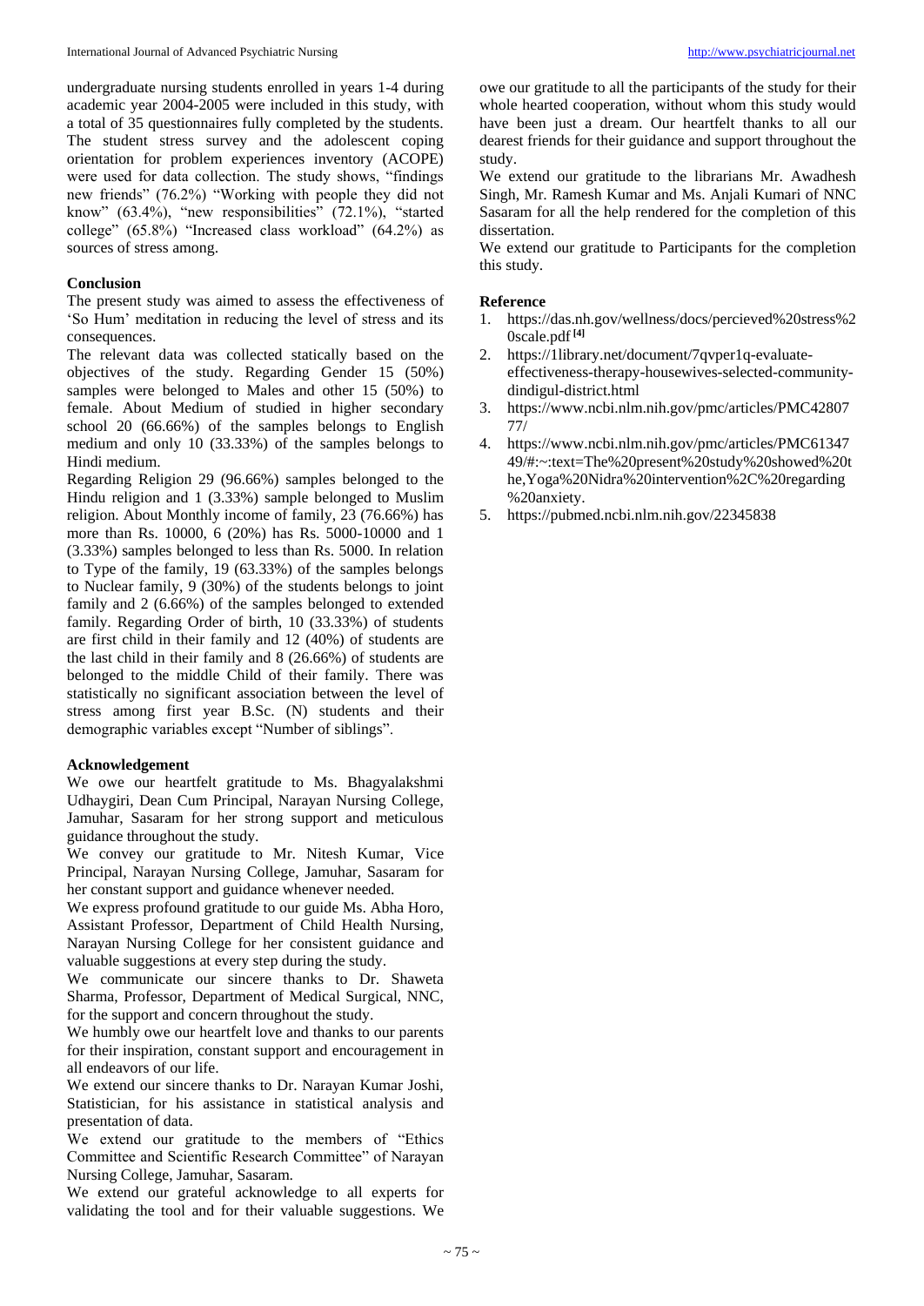undergraduate nursing students enrolled in years 1-4 during academic year 2004-2005 were included in this study, with a total of 35 questionnaires fully completed by the students. The student stress survey and the adolescent coping orientation for problem experiences inventory (ACOPE) were used for data collection. The study shows, "findings new friends" (76.2%) "Working with people they did not know" (63.4%), "new responsibilities" (72.1%), "started college" (65.8%) "Increased class workload" (64.2%) as sources of stress among.

**Conclusion**

The present study was aimed to assess the effectiveness of 'So Hum' meditation in reducing the level of stress and its consequences.

The relevant data was collected statically based on the objectives of the study. Regarding Gender 15 (50%) samples were belonged to Males and other 15 (50%) to female. About Medium of studied in higher secondary school 20 (66.66%) of the samples belongs to English medium and only 10 (33.33%) of the samples belongs to Hindi medium.

Regarding Religion 29 (96.66%) samples belonged to the Hindu religion and 1 (3.33%) sample belonged to Muslim religion. About Monthly income of family, 23 (76.66%) has more than Rs. 10000, 6 (20%) has Rs. 5000-10000 and 1 (3.33%) samples belonged to less than Rs. 5000. In relation to Type of the family, 19 (63.33%) of the samples belongs to Nuclear family, 9 (30%) of the students belongs to joint family and 2 (6.66%) of the samples belonged to extended family. Regarding Order of birth, 10 (33.33%) of students are first child in their family and 12 (40%) of students are the last child in their family and 8 (26.66%) of students are belonged to the middle Child of their family. There was statistically no significant association between the level of stress among first year B.Sc. (N) students and their demographic variables except "Number of siblings".

**Acknowledgement**

We owe our heartfelt gratitude to Ms. Bhagyalakshmi Udhaygiri, Dean Cum Principal, Narayan Nursing College, Jamuhar, Sasaram for her strong support and meticulous guidance throughout the study.

We convey our gratitude to Mr. Nitesh Kumar, Vice Principal, Narayan Nursing College, Jamuhar, Sasaram for her constant support and guidance whenever needed.

We express profound gratitude to our guide Ms. Abha Horo, Assistant Professor, Department of Child Health Nursing, Narayan Nursing College for her consistent guidance and valuable suggestions at every step during the study.

We communicate our sincere thanks to Dr. Shaweta Sharma, Professor, Department of Medical Surgical, NNC, for the support and concern throughout the study.

We humbly owe our heartfelt love and thanks to our parents for their inspiration, constant support and encouragement in all endeavors of our life.

We extend our sincere thanks to Dr. Narayan Kumar Joshi, Statistician, for his assistance in statistical analysis and presentation of data.

We extend our gratitude to the members of "Ethics Committee and Scientific Research Committee" of Narayan Nursing College, Jamuhar, Sasaram.

We extend our grateful acknowledge to all experts for validating the tool and for their valuable suggestions. We owe our gratitude to all the participants of the study for their whole hearted cooperation, without whom this study would have been just a dream. Our heartfelt thanks to all our dearest friends for their guidance and support throughout the study.

We extend our gratitude to the librarians Mr. Awadhesh Singh, Mr. Ramesh Kumar and Ms. Anjali Kumari of NNC Sasaram for all the help rendered for the completion of this dissertation.

We extend our gratitude to Participants for the completion this study.

**Reference**

1. https://das.nh.gov/wellness/docs/percieved%20stress%20scale.pdf [4]
2. https://1library.net/document/7qvper1q-evaluate-effectiveness-therapy-housewives-selected-community-dindigul-district.html
3. https://www.ncbi.nlm.nih.gov/pmc/articles/PMC4280777/
4. https://www.ncbi.nlm.nih.gov/pmc/articles/PMC6134749/#:~:text=The%20present%20study%20showed%20the,Yoga%20Nidra%20intervention%2C%20regarding%20anxiety.
5. https://pubmed.ncbi.nlm.nih.gov/22345838